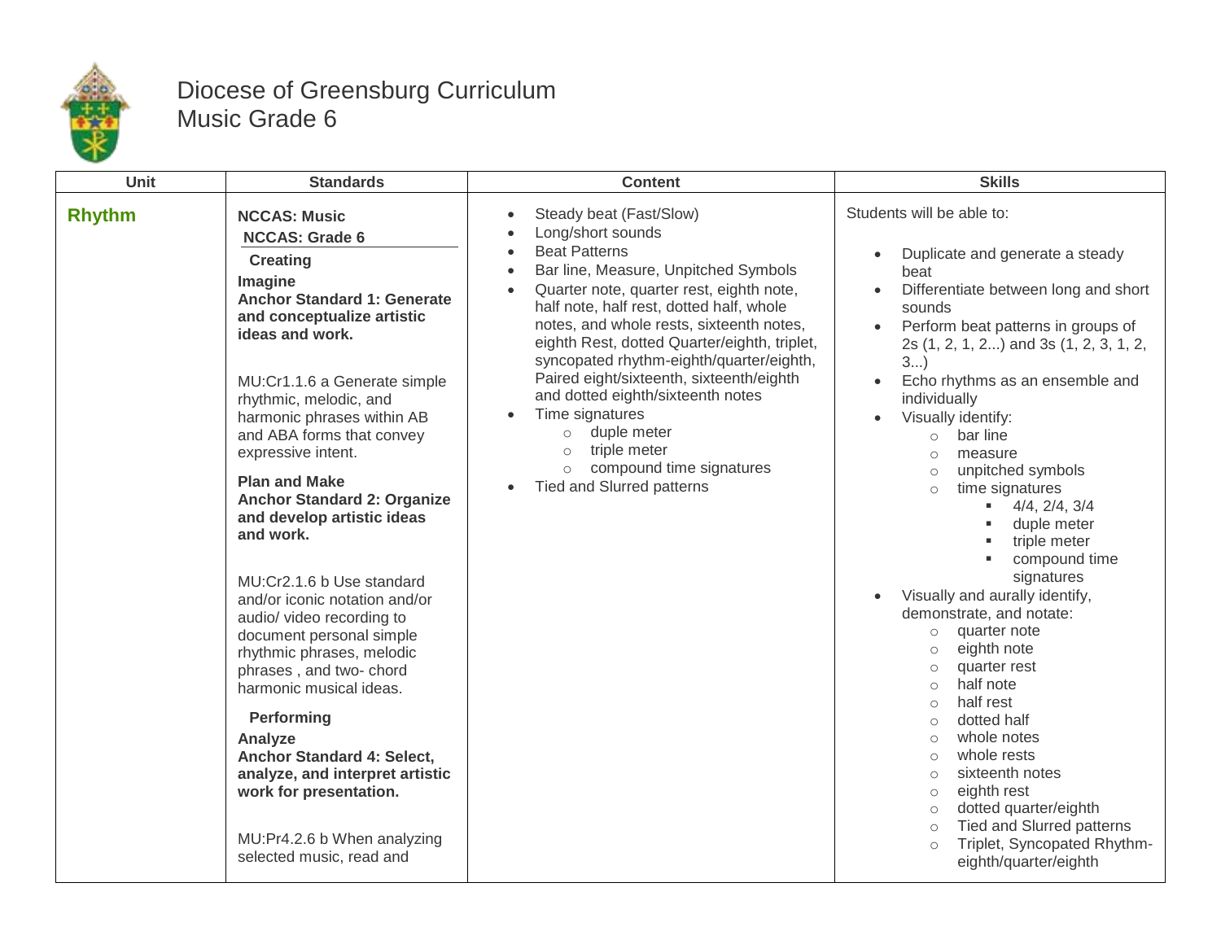# Diocese of Greensburg Curriculum
## Music Grade 6

| Unit | Standards | Content | Skills |
|---|---|---|---|
| **Rhythm** | **NCCAS: Music**<br>**NCCAS: Grade 6**<br>**Creating**<br>**Imagine**<br>**Anchor Standard 1: Generate and conceptualize artistic ideas and work.**<br><br>MU:Cr1.1.6 a Generate simple rhythmic, melodic, and harmonic phrases within AB and ABA forms that convey expressive intent.<br><br>**Plan and Make**<br>**Anchor Standard 2: Organize and develop artistic ideas and work.**<br><br>MU:Cr2.1.6 b Use standard and/or iconic notation and/or audio/ video recording to document personal simple rhythmic phrases, melodic phrases , and two- chord harmonic musical ideas.<br><br>**Performing**<br>**Analyze**<br>**Anchor Standard 4: Select, analyze, and interpret artistic work for presentation.**<br><br>MU:Pr4.2.6 b When analyzing selected music, read and | • Steady beat (Fast/Slow)<br>• Long/short sounds<br>• Beat Patterns<br>• Bar line, Measure, Unpitched Symbols<br>• Quarter note, quarter rest, eighth note, half note, half rest, dotted half, whole notes, and whole rests, sixteenth notes, eighth Rest, dotted Quarter/eighth, triplet, syncopated rhythm-eighth/quarter/eighth, Paired eight/sixteenth, sixteenth/eighth and dotted eighth/sixteenth notes<br>• Time signatures<br>&nbsp;&nbsp;○ duple meter<br>&nbsp;&nbsp;○ triple meter<br>&nbsp;&nbsp;○ compound time signatures<br>• Tied and Slurred patterns | Students will be able to:<br><br>• Duplicate and generate a steady beat<br>• Differentiate between long and short sounds<br>• Perform beat patterns in groups of 2s (1, 2, 1, 2...) and 3s (1, 2, 3, 1, 2, 3...)<br>• Echo rhythms as an ensemble and individually<br>• Visually identify:<br>&nbsp;&nbsp;○ bar line<br>&nbsp;&nbsp;○ measure<br>&nbsp;&nbsp;○ unpitched symbols<br>&nbsp;&nbsp;○ time signatures<br>&nbsp;&nbsp;&nbsp;&nbsp;▪ 4/4, 2/4, 3/4<br>&nbsp;&nbsp;&nbsp;&nbsp;▪ duple meter<br>&nbsp;&nbsp;&nbsp;&nbsp;▪ triple meter<br>&nbsp;&nbsp;&nbsp;&nbsp;▪ compound time signatures<br>• Visually and aurally identify, demonstrate, and notate:<br>&nbsp;&nbsp;○ quarter note<br>&nbsp;&nbsp;○ eighth note<br>&nbsp;&nbsp;○ quarter rest<br>&nbsp;&nbsp;○ half note<br>&nbsp;&nbsp;○ half rest<br>&nbsp;&nbsp;○ dotted half<br>&nbsp;&nbsp;○ whole notes<br>&nbsp;&nbsp;○ whole rests<br>&nbsp;&nbsp;○ sixteenth notes<br>&nbsp;&nbsp;○ eighth rest<br>&nbsp;&nbsp;○ dotted quarter/eighth<br>&nbsp;&nbsp;○ Tied and Slurred patterns<br>&nbsp;&nbsp;○ Triplet, Syncopated Rhythm-eighth/quarter/eighth |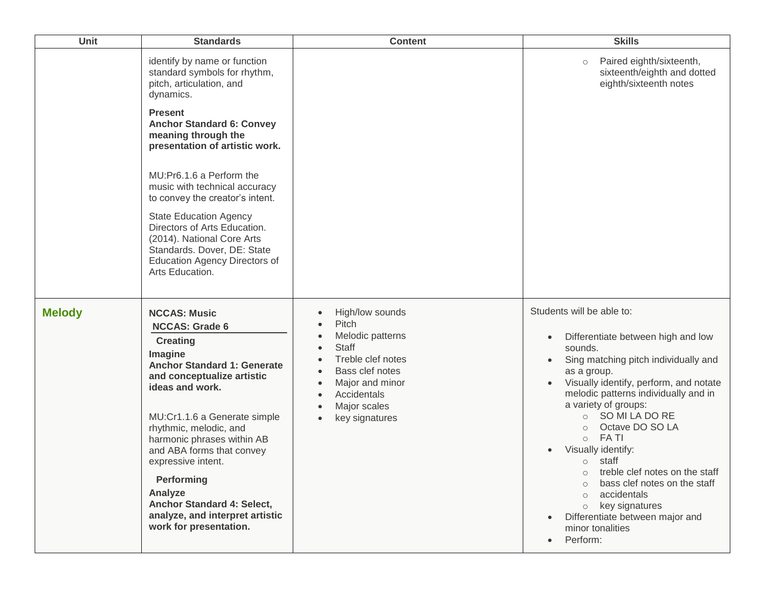| Unit | Standards | Content | Skills |
| --- | --- | --- | --- |
| | identify by name or function standard symbols for rhythm, pitch, articulation, and dynamics.<br><br>**Present**<br>**Anchor Standard 6: Convey meaning through the presentation of artistic work.**<br><br>MU:Pr6.1.6 a Perform the music with technical accuracy to convey the creator's intent.<br><br>State Education Agency Directors of Arts Education. (2014). National Core Arts Standards. Dover, DE: State Education Agency Directors of Arts Education. | | ○ Paired eighth/sixteenth, sixteenth/eighth and dotted eighth/sixteenth notes |
| **Melody** | **NCCAS: Music**<br>**NCCAS: Grade 6**<br>**Creating**<br>**Imagine**<br>**Anchor Standard 1: Generate and conceptualize artistic ideas and work.**<br><br>MU:Cr1.1.6 a Generate simple rhythmic, melodic, and harmonic phrases within AB and ABA forms that convey expressive intent.<br><br>**Performing**<br>**Analyze**<br>**Anchor Standard 4: Select, analyze, and interpret artistic work for presentation.** | • High/low sounds<br>• Pitch<br>• Melodic patterns<br>• Staff<br>• Treble clef notes<br>• Bass clef notes<br>• Major and minor<br>• Accidentals<br>• Major scales<br>• key signatures | Students will be able to:<br><br>• Differentiate between high and low sounds.<br>• Sing matching pitch individually and as a group.<br>• Visually identify, perform, and notate melodic patterns individually and in a variety of groups:<br>  ○ SO MI LA DO RE<br>  ○ Octave DO SO LA<br>  ○ FA TI<br>• Visually identify:<br>  ○ staff<br>  ○ treble clef notes on the staff<br>  ○ bass clef notes on the staff<br>  ○ accidentals<br>  ○ key signatures<br>• Differentiate between major and minor tonalities<br>• Perform: |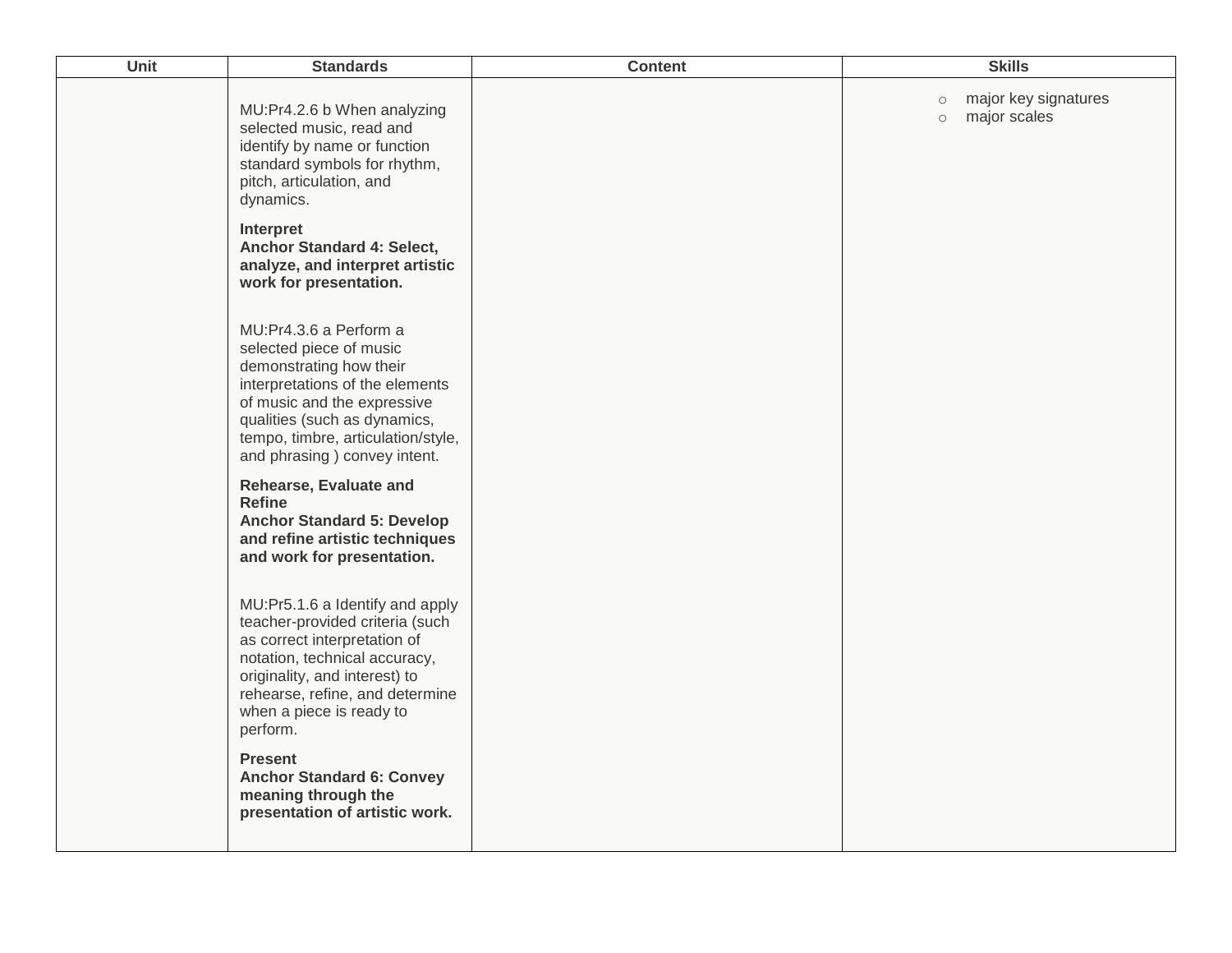| Unit | Standards | Content | Skills |
|---|---|---|---|
| | MU:Pr4.2.6 b When analyzing selected music, read and identify by name or function standard symbols for rhythm, pitch, articulation, and dynamics.<br><br>**Interpret**<br>**Anchor Standard 4: Select, analyze, and interpret artistic work for presentation.**<br><br>MU:Pr4.3.6 a Perform a selected piece of music demonstrating how their interpretations of the elements of music and the expressive qualities (such as dynamics, tempo, timbre, articulation/style, and phrasing ) convey intent.<br><br>**Rehearse, Evaluate and Refine**<br>**Anchor Standard 5: Develop and refine artistic techniques and work for presentation.**<br><br>MU:Pr5.1.6 a Identify and apply teacher-provided criteria (such as correct interpretation of notation, technical accuracy, originality, and interest) to rehearse, refine, and determine when a piece is ready to perform.<br><br>**Present**<br>**Anchor Standard 6: Convey meaning through the presentation of artistic work.** | | ○ major key signatures<br>○ major scales |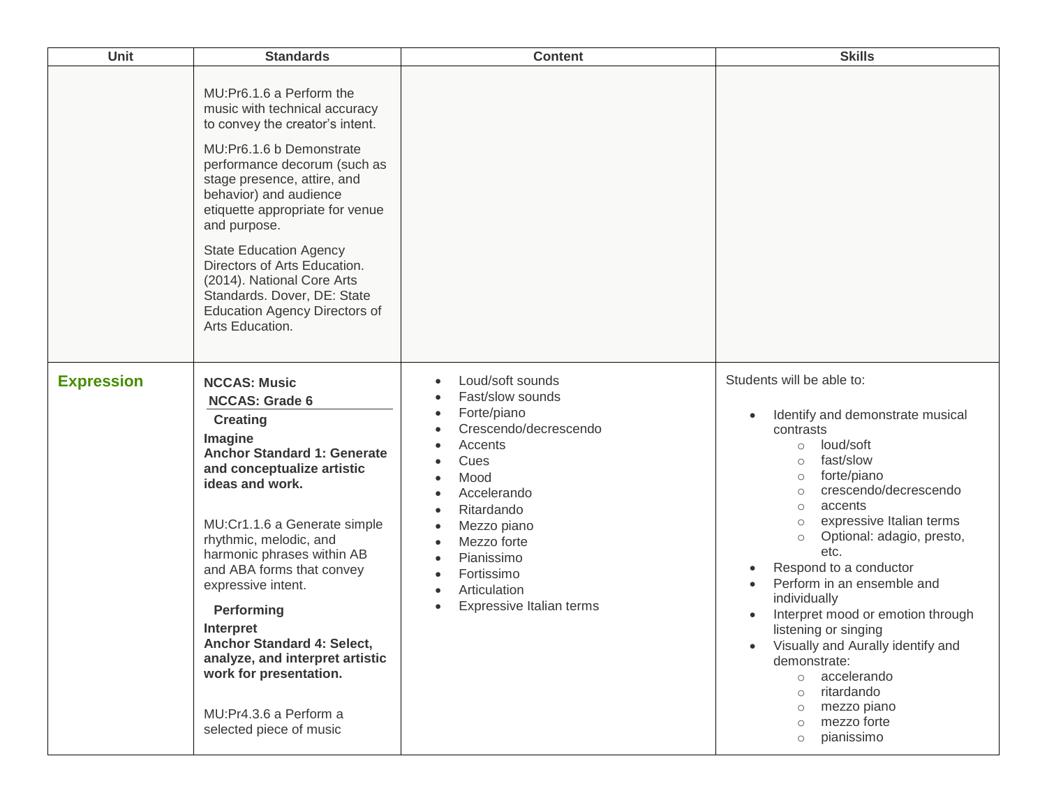| Unit | Standards | Content | Skills |
|---|---|---|---|
| | MU:Pr6.1.6 a Perform the music with technical accuracy to convey the creator's intent.<br><br>MU:Pr6.1.6 b Demonstrate performance decorum (such as stage presence, attire, and behavior) and audience etiquette appropriate for venue and purpose.<br><br>State Education Agency Directors of Arts Education. (2014). National Core Arts Standards. Dover, DE: State Education Agency Directors of Arts Education. | | |
| **Expression** | **NCCAS: Music**<br>**NCCAS: Grade 6**<br>**Creating**<br>**Imagine**<br>**Anchor Standard 1: Generate and conceptualize artistic ideas and work.**<br><br>MU:Cr1.1.6 a Generate simple rhythmic, melodic, and harmonic phrases within AB and ABA forms that convey expressive intent.<br><br>**Performing**<br>**Interpret**<br>**Anchor Standard 4: Select, analyze, and interpret artistic work for presentation.**<br><br>MU:Pr4.3.6 a Perform a selected piece of music | • Loud/soft sounds<br>• Fast/slow sounds<br>• Forte/piano<br>• Crescendo/decrescendo<br>• Accents<br>• Cues<br>• Mood<br>• Accelerando<br>• Ritardando<br>• Mezzo piano<br>• Mezzo forte<br>• Pianissimo<br>• Fortissimo<br>• Articulation<br>• Expressive Italian terms | Students will be able to:<br><br>• Identify and demonstrate musical contrasts<br>&nbsp;&nbsp;&nbsp;&nbsp;○ loud/soft<br>&nbsp;&nbsp;&nbsp;&nbsp;○ fast/slow<br>&nbsp;&nbsp;&nbsp;&nbsp;○ forte/piano<br>&nbsp;&nbsp;&nbsp;&nbsp;○ crescendo/decrescendo<br>&nbsp;&nbsp;&nbsp;&nbsp;○ accents<br>&nbsp;&nbsp;&nbsp;&nbsp;○ expressive Italian terms<br>&nbsp;&nbsp;&nbsp;&nbsp;○ Optional: adagio, presto, etc.<br>• Respond to a conductor<br>• Perform in an ensemble and individually<br>• Interpret mood or emotion through listening or singing<br>• Visually and Aurally identify and demonstrate:<br>&nbsp;&nbsp;&nbsp;&nbsp;○ accelerando<br>&nbsp;&nbsp;&nbsp;&nbsp;○ ritardando<br>&nbsp;&nbsp;&nbsp;&nbsp;○ mezzo piano<br>&nbsp;&nbsp;&nbsp;&nbsp;○ mezzo forte<br>&nbsp;&nbsp;&nbsp;&nbsp;○ pianissimo |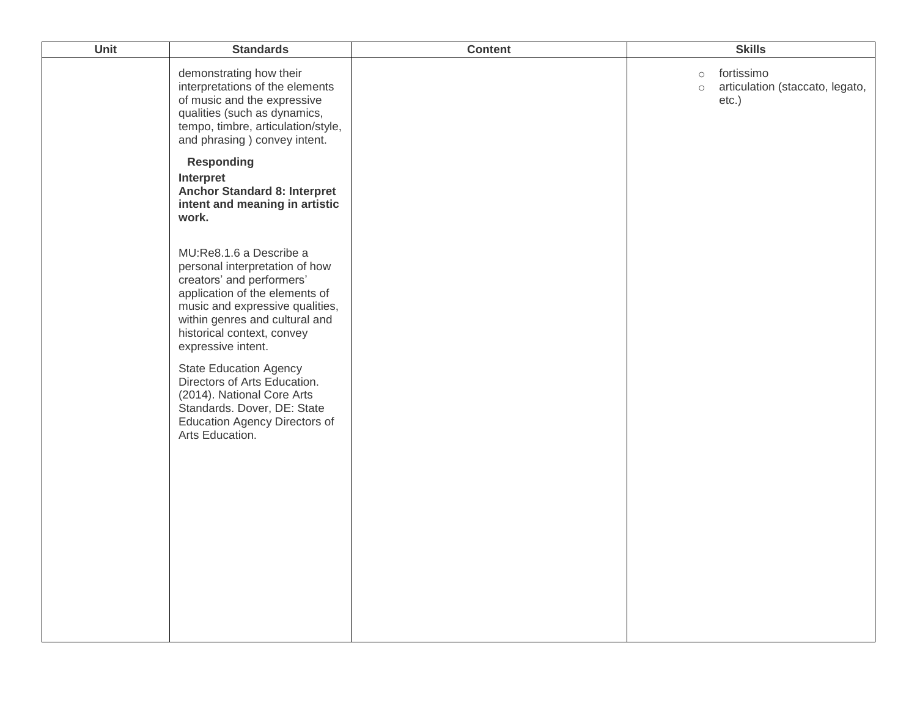| Unit | Standards | Content | Skills |
|---|---|---|---|
| | demonstrating how their interpretations of the elements of music and the expressive qualities (such as dynamics, tempo, timbre, articulation/style, and phrasing ) convey intent.<br><br>**Responding**<br>**Interpret**<br>**Anchor Standard 8: Interpret intent and meaning in artistic work.**<br><br>MU:Re8.1.6 a Describe a personal interpretation of how creators' and performers' application of the elements of music and expressive qualities, within genres and cultural and historical context, convey expressive intent.<br><br>State Education Agency Directors of Arts Education. (2014). National Core Arts Standards. Dover, DE: State Education Agency Directors of Arts Education. | | ○ fortissimo<br>○ articulation (staccato, legato, etc.) |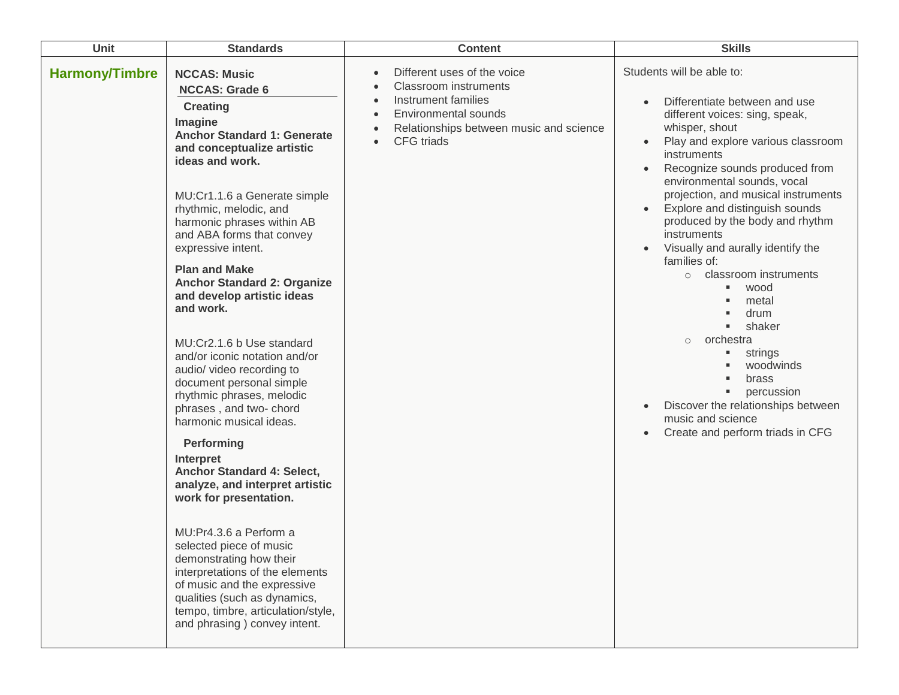| Unit | Standards | Content | Skills |
|---|---|---|---|
| **Harmony/Timbre** | **NCCAS: Music**<br>**NCCAS: Grade 6**<br>**Creating**<br>**Imagine**<br>**Anchor Standard 1: Generate and conceptualize artistic ideas and work.**<br><br>MU:Cr1.1.6 a Generate simple rhythmic, melodic, and harmonic phrases within AB and ABA forms that convey expressive intent.<br><br>**Plan and Make**<br>**Anchor Standard 2: Organize and develop artistic ideas and work.**<br><br>MU:Cr2.1.6 b Use standard and/or iconic notation and/or audio/ video recording to document personal simple rhythmic phrases, melodic phrases , and two- chord harmonic musical ideas.<br><br>**Performing**<br>**Interpret**<br>**Anchor Standard 4: Select, analyze, and interpret artistic work for presentation.**<br><br>MU:Pr4.3.6 a Perform a selected piece of music demonstrating how their interpretations of the elements of music and the expressive qualities (such as dynamics, tempo, timbre, articulation/style, and phrasing ) convey intent. | • Different uses of the voice<br>• Classroom instruments<br>• Instrument families<br>• Environmental sounds<br>• Relationships between music and science<br>• CFG triads | Students will be able to:<br><br>• Differentiate between and use different voices: sing, speak, whisper, shout<br>• Play and explore various classroom instruments<br>• Recognize sounds produced from environmental sounds, vocal projection, and musical instruments<br>• Explore and distinguish sounds produced by the body and rhythm instruments<br>• Visually and aurally identify the families of:<br>&nbsp;&nbsp;○ classroom instruments<br>&nbsp;&nbsp;&nbsp;&nbsp;▪ wood<br>&nbsp;&nbsp;&nbsp;&nbsp;▪ metal<br>&nbsp;&nbsp;&nbsp;&nbsp;▪ drum<br>&nbsp;&nbsp;&nbsp;&nbsp;▪ shaker<br>&nbsp;&nbsp;○ orchestra<br>&nbsp;&nbsp;&nbsp;&nbsp;▪ strings<br>&nbsp;&nbsp;&nbsp;&nbsp;▪ woodwinds<br>&nbsp;&nbsp;&nbsp;&nbsp;▪ brass<br>&nbsp;&nbsp;&nbsp;&nbsp;▪ percussion<br>• Discover the relationships between music and science<br>• Create and perform triads in CFG |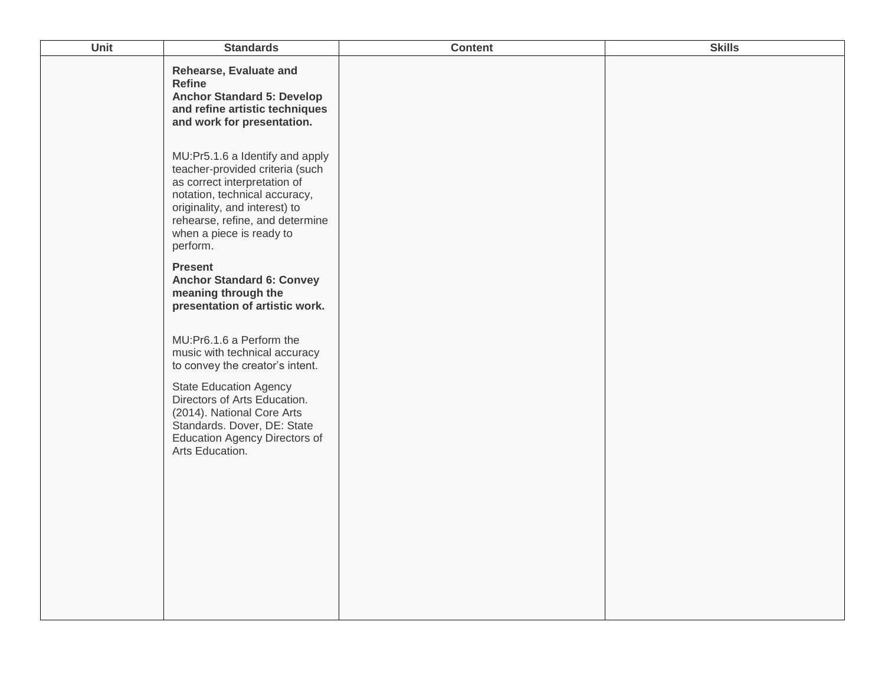| Unit | Standards | Content | Skills |
|---|---|---|---|
| | **Rehearse, Evaluate and Refine**<br>**Anchor Standard 5: Develop and refine artistic techniques and work for presentation.**<br><br>MU:Pr5.1.6 a Identify and apply teacher-provided criteria (such as correct interpretation of notation, technical accuracy, originality, and interest) to rehearse, refine, and determine when a piece is ready to perform.<br><br>**Present**<br>**Anchor Standard 6: Convey meaning through the presentation of artistic work.**<br><br>MU:Pr6.1.6 a Perform the music with technical accuracy to convey the creator's intent.<br><br>State Education Agency Directors of Arts Education. (2014). National Core Arts Standards. Dover, DE: State Education Agency Directors of Arts Education. | | |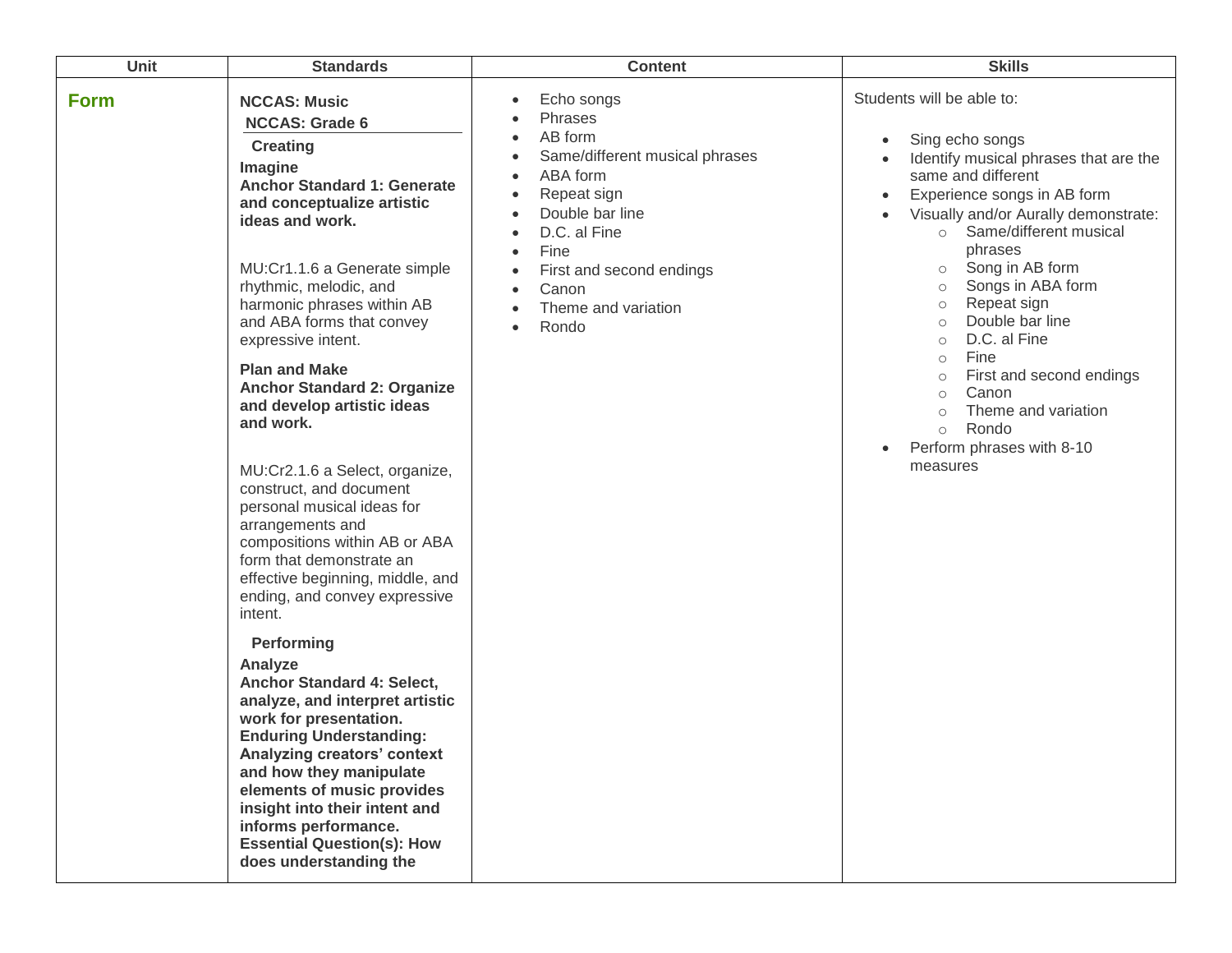| Unit | Standards | Content | Skills |
| --- | --- | --- | --- |
| **Form** | **NCCAS: Music**<br>**NCCAS: Grade 6**<br>**Creating**<br>**Imagine**<br>**Anchor Standard 1: Generate and conceptualize artistic ideas and work.**<br><br>MU:Cr1.1.6 a Generate simple rhythmic, melodic, and harmonic phrases within AB and ABA forms that convey expressive intent.<br><br>**Plan and Make**<br>**Anchor Standard 2: Organize and develop artistic ideas and work.**<br><br>MU:Cr2.1.6 a Select, organize, construct, and document personal musical ideas for arrangements and compositions within AB or ABA form that demonstrate an effective beginning, middle, and ending, and convey expressive intent.<br><br>**Performing**<br>**Analyze**<br>**Anchor Standard 4: Select, analyze, and interpret artistic work for presentation.**<br>**Enduring Understanding: Analyzing creators' context and how they manipulate elements of music provides insight into their intent and informs performance.**<br>**Essential Question(s): How does understanding the** | • Echo songs<br>• Phrases<br>• AB form<br>• Same/different musical phrases<br>• ABA form<br>• Repeat sign<br>• Double bar line<br>• D.C. al Fine<br>• Fine<br>• First and second endings<br>• Canon<br>• Theme and variation<br>• Rondo | Students will be able to:<br><br>• Sing echo songs<br>• Identify musical phrases that are the same and different<br>• Experience songs in AB form<br>• Visually and/or Aurally demonstrate:<br>○ Same/different musical phrases<br>○ Song in AB form<br>○ Songs in ABA form<br>○ Repeat sign<br>○ Double bar line<br>○ D.C. al Fine<br>○ Fine<br>○ First and second endings<br>○ Canon<br>○ Theme and variation<br>○ Rondo<br>• Perform phrases with 8-10 measures |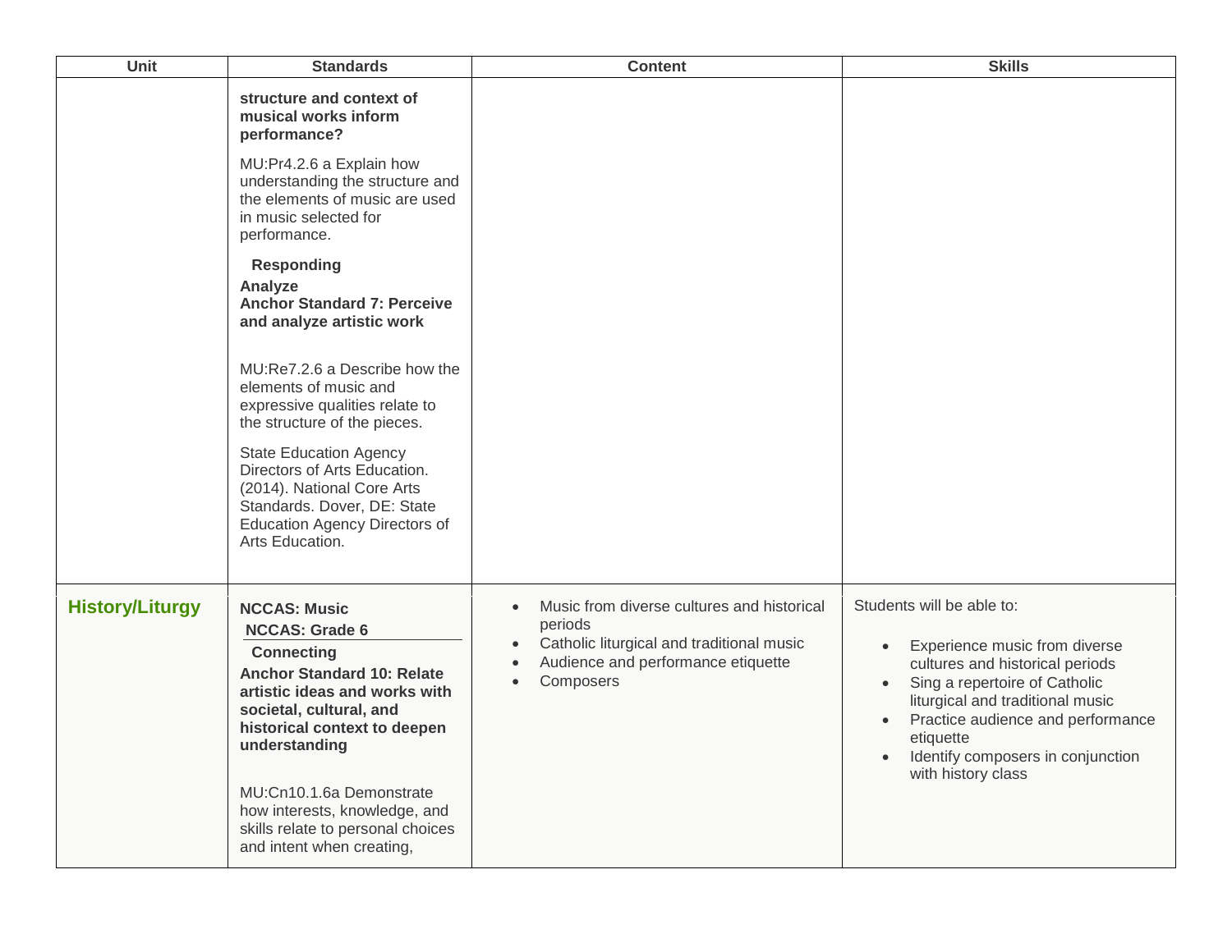| Unit | Standards | Content | Skills |
|---|---|---|---|
| | **structure and context of musical works inform performance?**<br><br>MU:Pr4.2.6 a Explain how understanding the structure and the elements of music are used in music selected for performance.<br><br>**Responding**<br>**Analyze**<br>**Anchor Standard 7: Perceive and analyze artistic work**<br><br>MU:Re7.2.6 a Describe how the elements of music and expressive qualities relate to the structure of the pieces.<br><br>State Education Agency Directors of Arts Education. (2014). National Core Arts Standards. Dover, DE: State Education Agency Directors of Arts Education. | | |
| **History/Liturgy** | **NCCAS: Music**<br>**NCCAS: Grade 6**<br>**Connecting**<br>**Anchor Standard 10: Relate artistic ideas and works with societal, cultural, and historical context to deepen understanding**<br><br>MU:Cn10.1.6a Demonstrate how interests, knowledge, and skills relate to personal choices and intent when creating, | • Music from diverse cultures and historical periods<br>• Catholic liturgical and traditional music<br>• Audience and performance etiquette<br>• Composers | Students will be able to:<br><br>• Experience music from diverse cultures and historical periods<br>• Sing a repertoire of Catholic liturgical and traditional music<br>• Practice audience and performance etiquette<br>• Identify composers in conjunction with history class |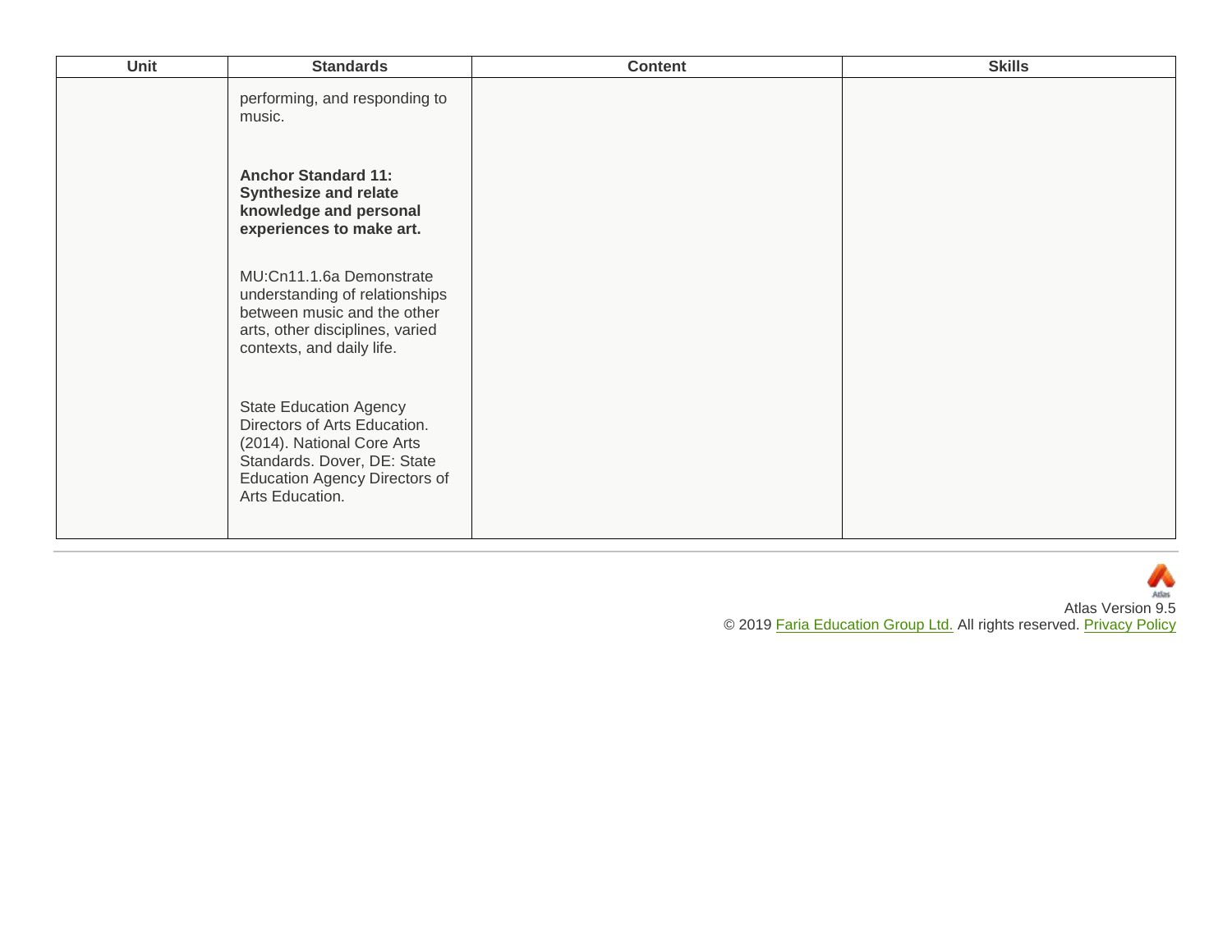| Unit | Standards | Content | Skills |
| --- | --- | --- | --- |
| | performing, and responding to music.<br><br>**Anchor Standard 11: Synthesize and relate knowledge and personal experiences to make art.**<br><br>MU:Cn11.1.6a Demonstrate understanding of relationships between music and the other arts, other disciplines, varied contexts, and daily life.<br><br>State Education Agency Directors of Arts Education. (2014). National Core Arts Standards. Dover, DE: State Education Agency Directors of Arts Education. | | |

Atlas Version 9.5
© 2019 Faria Education Group Ltd. All rights reserved. Privacy Policy